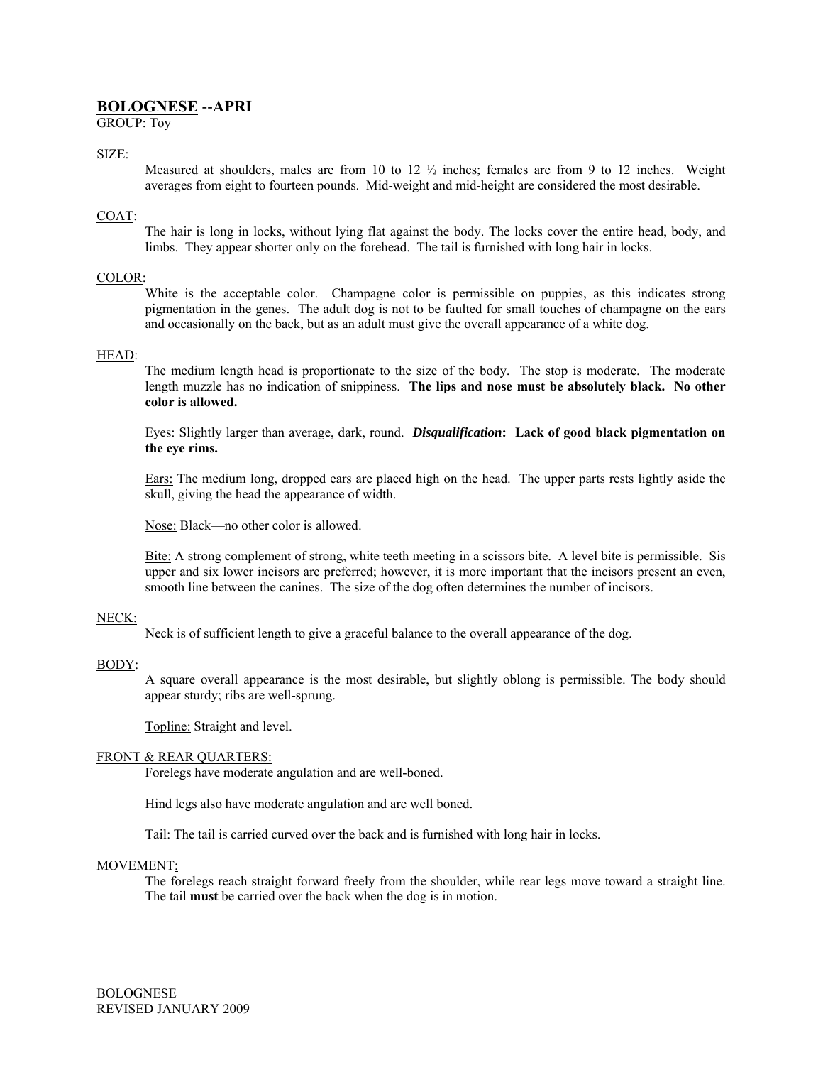# BOLOGNESE --APRI

GROUP: Toy

## SIZE:

Measured at shoulders, males are from 10 to 12 ½ inches; females are from 9 to 12 inches. Weight averages from eight to fourteen pounds. Mid-weight and mid-height are considered the most desirable.

## COAT:

The hair is long in locks, without lying flat against the body. The locks cover the entire head, body, and limbs. They appear shorter only on the forehead. The tail is furnished with long hair in locks.

## COLOR:

White is the acceptable color. Champagne color is permissible on puppies, as this indicates strong pigmentation in the genes. The adult dog is not to be faulted for small touches of champagne on the ears and occasionally on the back, but as an adult must give the overall appearance of a white dog.

## HEAD:

The medium length head is proportionate to the size of the body. The stop is moderate. The moderate length muzzle has no indication of snippiness. **The lips and nose must be absolutely black. No other color is allowed.**

Eyes: Slightly larger than average, dark, round. ***Disqualification*****: Lack of good black pigmentation on the eye rims.**

Ears: The medium long, dropped ears are placed high on the head. The upper parts rests lightly aside the skull, giving the head the appearance of width.

Nose: Black—no other color is allowed.

Bite: A strong complement of strong, white teeth meeting in a scissors bite. A level bite is permissible. Sis upper and six lower incisors are preferred; however, it is more important that the incisors present an even, smooth line between the canines. The size of the dog often determines the number of incisors.

## NECK:

Neck is of sufficient length to give a graceful balance to the overall appearance of the dog.

## BODY:

A square overall appearance is the most desirable, but slightly oblong is permissible. The body should appear sturdy; ribs are well-sprung.

Topline: Straight and level.

## FRONT & REAR QUARTERS:

Forelegs have moderate angulation and are well-boned.

Hind legs also have moderate angulation and are well boned.

Tail: The tail is carried curved over the back and is furnished with long hair in locks.

## MOVEMENT:

The forelegs reach straight forward freely from the shoulder, while rear legs move toward a straight line. The tail **must** be carried over the back when the dog is in motion.

BOLOGNESE
REVISED JANUARY 2009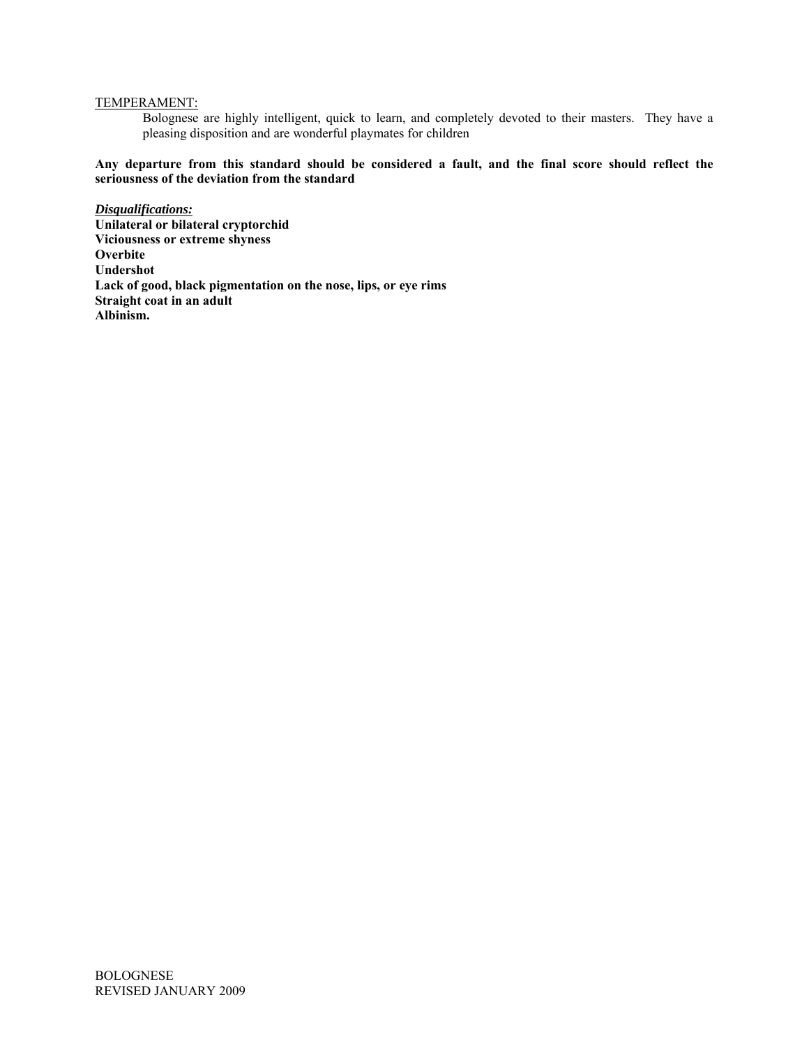TEMPERAMENT:

Bolognese are highly intelligent, quick to learn, and completely devoted to their masters. They have a pleasing disposition and are wonderful playmates for children

**Any departure from this standard should be considered a fault, and the final score should reflect the seriousness of the deviation from the standard**

***Disqualifications:***

**Unilateral or bilateral cryptorchid**
**Viciousness or extreme shyness**
**Overbite**
**Undershot**
**Lack of good, black pigmentation on the nose, lips, or eye rims**
**Straight coat in an adult**
**Albinism.**